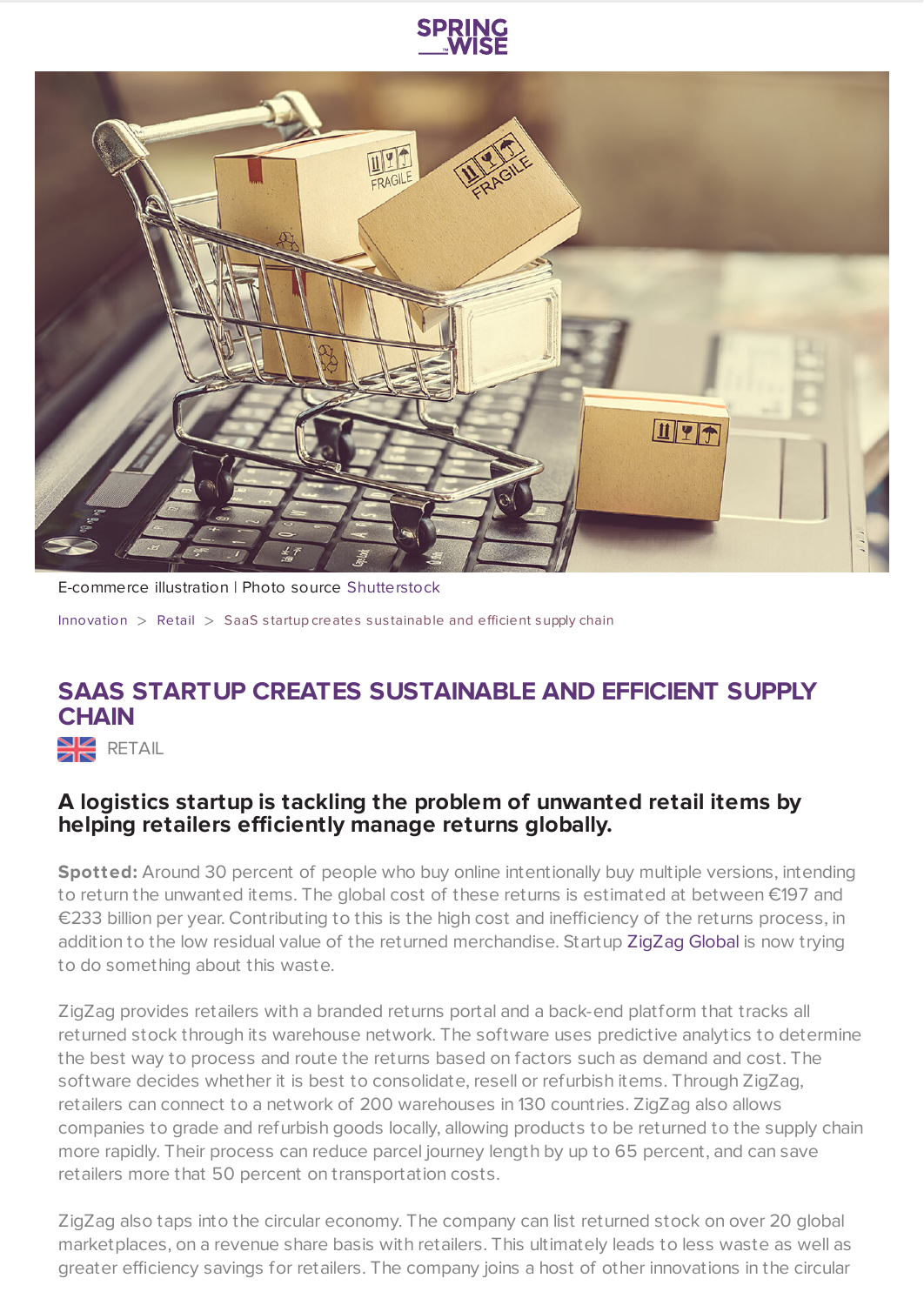E-commerce illustration | Photo source Shutterstock

Innovation > Retail > SaaS startup creates sustainable and efficient supply chain

# SAAS STARTUP CREATES SUSTAINABLE AND EFFICIENT SUPPLY CHAIN

RETAIL

### A logistics startup is tackling the problem of unwanted retail items by helping retailers efficiently manage returns globally.

**Spotted:** Around 30 percent of people who buy online intentionally buy multiple versions, intending to return the unwanted items. The global cost of these returns is estimated at between €197 and €233 billion per year. Contributing to this is the high cost and inefficiency of the returns process, in addition to the low residual value of the returned merchandise. Startup ZigZag Global is now trying to do something about this waste.

ZigZag provides retailers with a branded returns portal and a back-end platform that tracks all returned stock through its warehouse network. The software uses predictive analytics to determine the best way to process and route the returns based on factors such as demand and cost. The software decides whether it is best to consolidate, resell or refurbish items. Through ZigZag, retailers can connect to a network of 200 warehouses in 130 countries. ZigZag also allows companies to grade and refurbish goods locally, allowing products to be returned to the supply chain more rapidly. Their process can reduce parcel journey length by up to 65 percent, and can save retailers more that 50 percent on transportation costs.

ZigZag also taps into the circular economy. The company can list returned stock on over 20 global marketplaces, on a revenue share basis with retailers. This ultimately leads to less waste as well as greater efficiency savings for retailers. The company joins a host of other innovations in the circular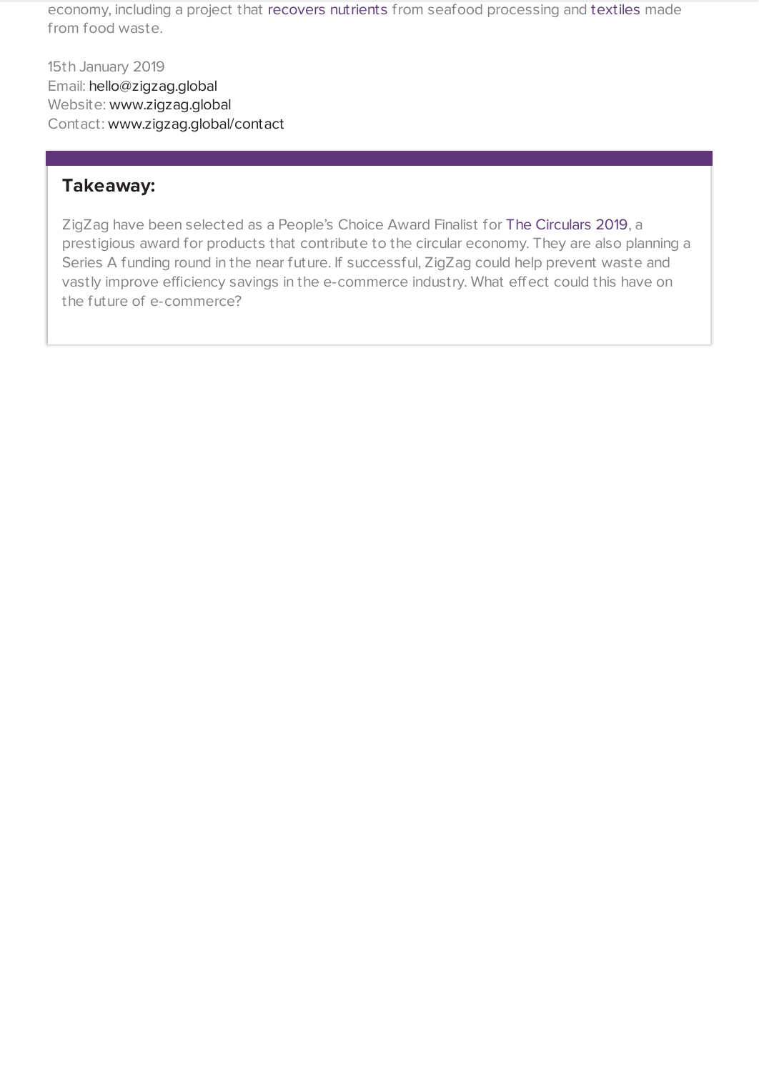economy, including a project that recovers nutrients from seafood processing and textiles made from food waste.

15th January 2019
Email: hello@zigzag.global
Website: www.zigzag.global
Contact: www.zigzag.global/contact

**Takeaway:**

ZigZag have been selected as a People's Choice Award Finalist for The Circulars 2019, a prestigious award for products that contribute to the circular economy. They are also planning a Series A funding round in the near future. If successful, ZigZag could help prevent waste and vastly improve efficiency savings in the e-commerce industry. What effect could this have on the future of e-commerce?